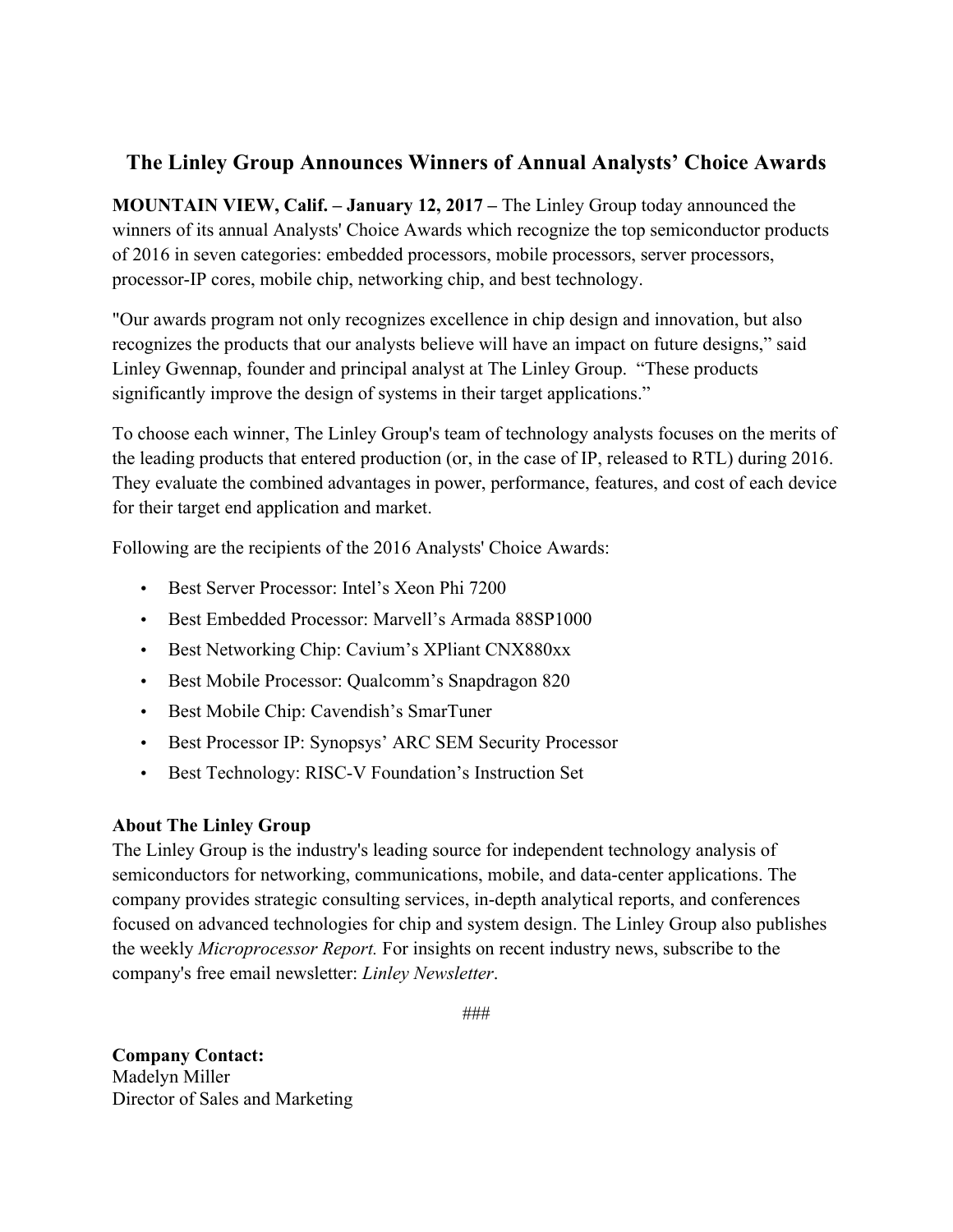# The Linley Group Announces Winners of Annual Analysts' Choice Awards

**MOUNTAIN VIEW, Calif. – January 12, 2017 –** The Linley Group today announced the winners of its annual Analysts' Choice Awards which recognize the top semiconductor products of 2016 in seven categories: embedded processors, mobile processors, server processors, processor-IP cores, mobile chip, networking chip, and best technology.

"Our awards program not only recognizes excellence in chip design and innovation, but also recognizes the products that our analysts believe will have an impact on future designs," said Linley Gwennap, founder and principal analyst at The Linley Group. "These products significantly improve the design of systems in their target applications."

To choose each winner, The Linley Group's team of technology analysts focuses on the merits of the leading products that entered production (or, in the case of IP, released to RTL) during 2016. They evaluate the combined advantages in power, performance, features, and cost of each device for their target end application and market.

Following are the recipients of the 2016 Analysts' Choice Awards:

- Best Server Processor: Intel's Xeon Phi 7200
- Best Embedded Processor: Marvell's Armada 88SP1000
- Best Networking Chip: Cavium's XPliant CNX880xx
- Best Mobile Processor: Qualcomm's Snapdragon 820
- Best Mobile Chip: Cavendish's SmarTuner
- Best Processor IP: Synopsys' ARC SEM Security Processor
- Best Technology: RISC-V Foundation's Instruction Set

**About The Linley Group**
The Linley Group is the industry's leading source for independent technology analysis of semiconductors for networking, communications, mobile, and data-center applications. The company provides strategic consulting services, in-depth analytical reports, and conferences focused on advanced technologies for chip and system design. The Linley Group also publishes the weekly *Microprocessor Report.* For insights on recent industry news, subscribe to the company's free email newsletter: *Linley Newsletter*.

###

**Company Contact:**
Madelyn Miller
Director of Sales and Marketing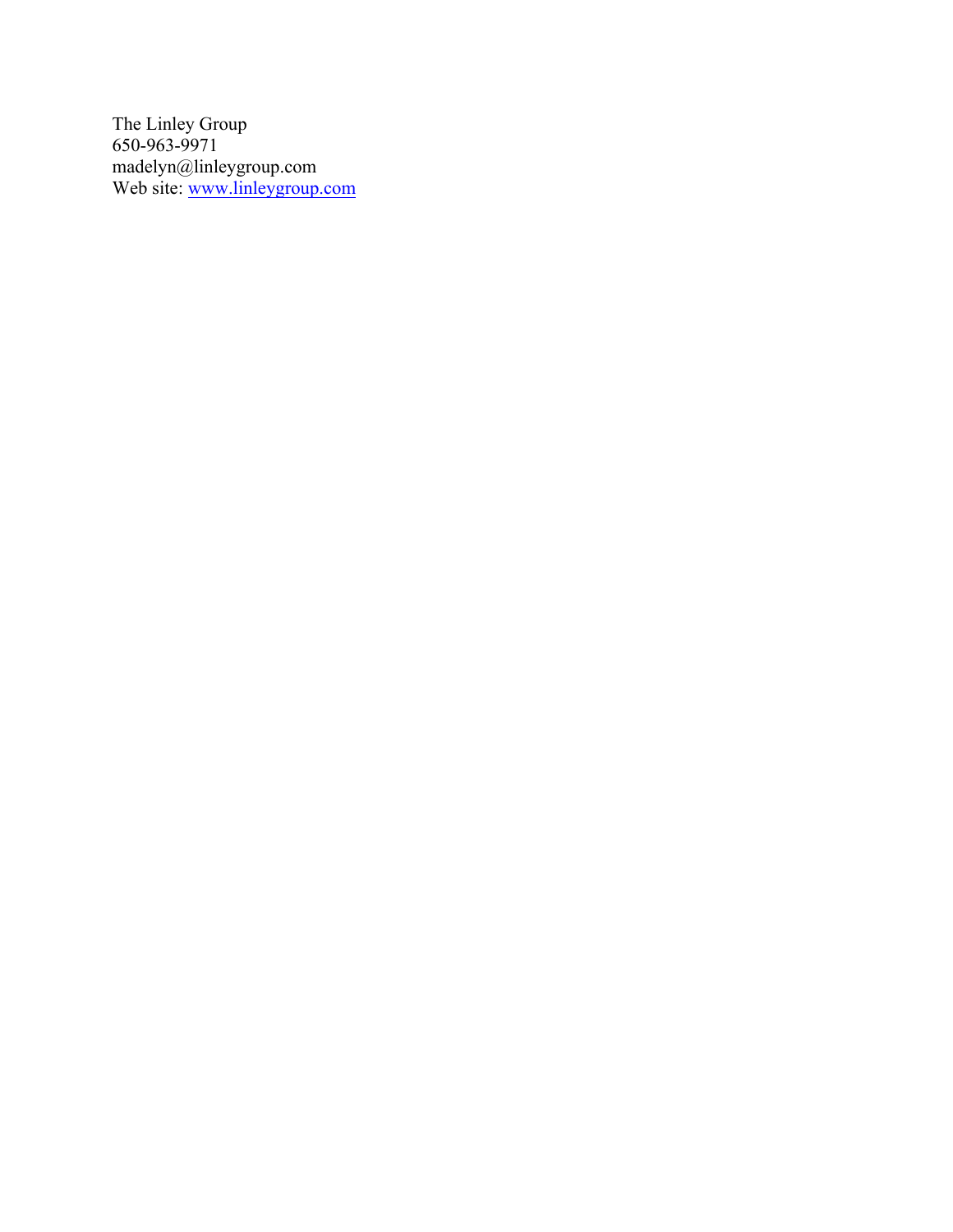The Linley Group
650-963-9971
madelyn@linleygroup.com
Web site: www.linleygroup.com